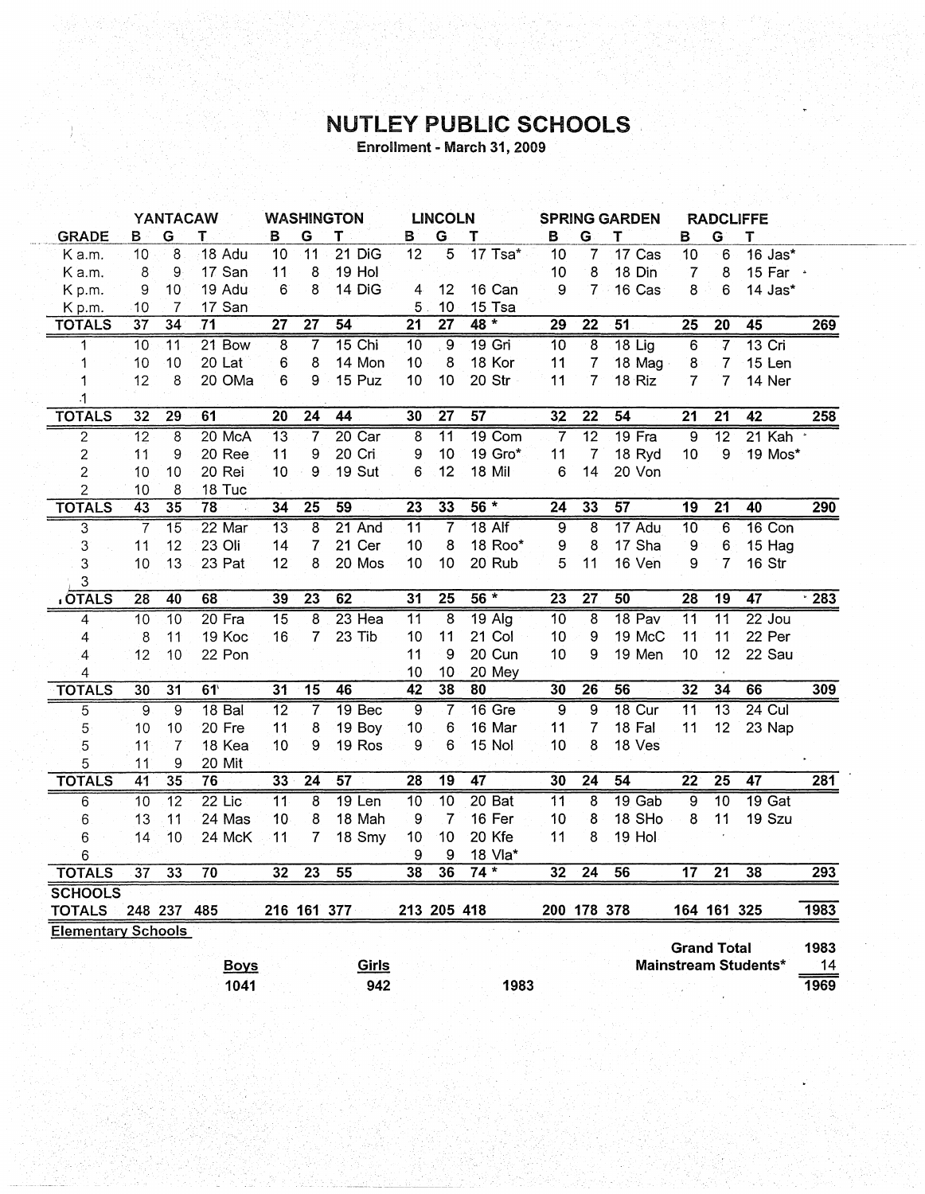# NUTLEY PUBLIC SCHOOLS

**Enrollment - March 31, 2009**

| GRADE | YANTACAW B | G | T | | WASHINGTON B | G | T | | LINCOLN B | G | T | | SPRING GARDEN B | G | T | | RADCLIFFE B | G | T | | |
|---|---|---|---|---|---|---|---|---|---|---|---|---|---|---|---|---|---|---|---|---|---|
| K a.m. | 10 | 8 | 18 | Adu | 10 | 11 | 21 | DiG | 12 | 5 | 17 | Tsa* | 10 | 7 | 17 | Cas | 10 | 6 | 16 | Jas* | |
| K a.m. | 8 | 9 | 17 | San | 11 | 8 | 19 | Hol | | | | | 10 | 8 | 18 | Din | 7 | 8 | 15 | Far | |
| K p.m. | 9 | 10 | 19 | Adu | 6 | 8 | 14 | DiG | 4 | 12 | 16 | Can | 9 | 7 | 16 | Cas | 8 | 6 | 14 | Jas* | |
| K p.m. | 10 | 7 | 17 | San | | | | | 5 | 10 | 15 | Tsa | | | | | | | | | |
| **TOTALS** | **37** | **34** | **71** | | **27** | **27** | **54** | | **21** | **27** | **48 *** | | **29** | **22** | **51** | | **25** | **20** | **45** | | **269** |
| 1 | 10 | 11 | 21 | Bow | 8 | 7 | 15 | Chi | 10 | 9 | 19 | Gri | 10 | 8 | 18 | Lig | 6 | 7 | 13 | Cri | |
| 1 | 10 | 10 | 20 | Lat | 6 | 8 | 14 | Mon | 10 | 8 | 18 | Kor | 11 | 7 | 18 | Mag | 8 | 7 | 15 | Len | |
| 1 | 12 | 8 | 20 | OMa | 6 | 9 | 15 | Puz | 10 | 10 | 20 | Str | 11 | 7 | 18 | Riz | 7 | 7 | 14 | Ner | |
| 1 | | | | | | | | | | | | | | | | | | | | | |
| **TOTALS** | **32** | **29** | **61** | | **20** | **24** | **44** | | **30** | **27** | **57** | | **32** | **22** | **54** | | **21** | **21** | **42** | | **258** |
| 2 | 12 | 8 | 20 | McA | 13 | 7 | 20 | Car | 8 | 11 | 19 | Com | 7 | 12 | 19 | Fra | 9 | 12 | 21 | Kah | |
| 2 | 11 | 9 | 20 | Ree | 11 | 9 | 20 | Cri | 9 | 10 | 19 | Gro* | 11 | 7 | 18 | Ryd | 10 | 9 | 19 | Mos* | |
| 2 | 10 | 10 | 20 | Rei | 10 | 9 | 19 | Sut | 6 | 12 | 18 | Mil | 6 | 14 | 20 | Von | | | | | |
| 2 | 10 | 8 | 18 | Tuc | | | | | | | | | | | | | | | | | |
| **TOTALS** | **43** | **35** | **78** | | **34** | **25** | **59** | | **23** | **33** | **56 *** | | **24** | **33** | **57** | | **19** | **21** | **40** | | **290** |
| 3 | 7 | 15 | 22 | Mar | 13 | 8 | 21 | And | 11 | 7 | 18 | Alf | 9 | 8 | 17 | Adu | 10 | 6 | 16 | Con | |
| 3 | 11 | 12 | 23 | Oli | 14 | 7 | 21 | Cer | 10 | 8 | 18 | Roo* | 9 | 8 | 17 | Sha | 9 | 6 | 15 | Hag | |
| 3 | 10 | 13 | 23 | Pat | 12 | 8 | 20 | Mos | 10 | 10 | 20 | Rub | 5 | 11 | 16 | Ven | 9 | 7 | 16 | Str | |
| 3 | | | | | | | | | | | | | | | | | | | | | |
| **TOTALS** | **28** | **40** | **68** | | **39** | **23** | **62** | | **31** | **25** | **56 *** | | **23** | **27** | **50** | | **28** | **19** | **47** | | **283** |
| 4 | 10 | 10 | 20 | Fra | 15 | 8 | 23 | Hea | 11 | 8 | 19 | Alg | 10 | 8 | 18 | Pav | 11 | 11 | 22 | Jou | |
| 4 | 8 | 11 | 19 | Koc | 16 | 7 | 23 | Tib | 10 | 11 | 21 | Col | 10 | 9 | 19 | McC | 11 | 11 | 22 | Per | |
| 4 | 12 | 10 | 22 | Pon | | | | | 11 | 9 | 20 | Cun | 10 | 9 | 19 | Men | 10 | 12 | 22 | Sau | |
| 4 | | | | | | | | | 10 | 10 | 20 | Mey | | | | | | | | | |
| **TOTALS** | **30** | **31** | **61** | | **31** | **15** | **46** | | **42** | **38** | **80** | | **30** | **26** | **56** | | **32** | **34** | **66** | | **309** |
| 5 | 9 | 9 | 18 | Bal | 12 | 7 | 19 | Bec | 9 | 7 | 16 | Gre | 9 | 9 | 18 | Cur | 11 | 13 | 24 | Cul | |
| 5 | 10 | 10 | 20 | Fre | 11 | 8 | 19 | Boy | 10 | 6 | 16 | Mar | 11 | 7 | 18 | Fal | 11 | 12 | 23 | Nap | |
| 5 | 11 | 7 | 18 | Kea | 10 | 9 | 19 | Ros | 9 | 6 | 15 | Nol | 10 | 8 | 18 | Ves | | | | | |
| 5 | 11 | 9 | 20 | Mit | | | | | | | | | | | | | | | | | |
| **TOTALS** | **41** | **35** | **76** | | **33** | **24** | **57** | | **28** | **19** | **47** | | **30** | **24** | **54** | | **22** | **25** | **47** | | **281** |
| 6 | 10 | 12 | 22 | Lic | 11 | 8 | 19 | Len | 10 | 10 | 20 | Bat | 11 | 8 | 19 | Gab | 9 | 10 | 19 | Gat | |
| 6 | 13 | 11 | 24 | Mas | 10 | 8 | 18 | Mah | 9 | 7 | 16 | Fer | 10 | 8 | 18 | SHo | 8 | 11 | 19 | Szu | |
| 6 | 14 | 10 | 24 | McK | 11 | 7 | 18 | Smy | 10 | 10 | 20 | Kfe | 11 | 8 | 19 | Hol | | | | | |
| 6 | | | | | | | | | 9 | 9 | 18 | Vla* | | | | | | | | | |
| **TOTALS** | **37** | **33** | **70** | | **32** | **23** | **55** | | **38** | **36** | **74 *** | | **32** | **24** | **56** | | **17** | **21** | **38** | | **293** |
| **SCHOOLS TOTALS** | **248** | **237** | **485** | | **216** | **161** | **377** | | **213** | **205** | **418** | | **200** | **178** | **378** | | **164** | **161** | **325** | | **1983** |

**Elementary Schools**

| Boys | Girls | |
|---|---|---|
| 1041 | 942 | 1983 |

| | |
|---|---|
| **Grand Total** | **1983** |
| **Mainstream Students*** | **14** |
| | **1969** |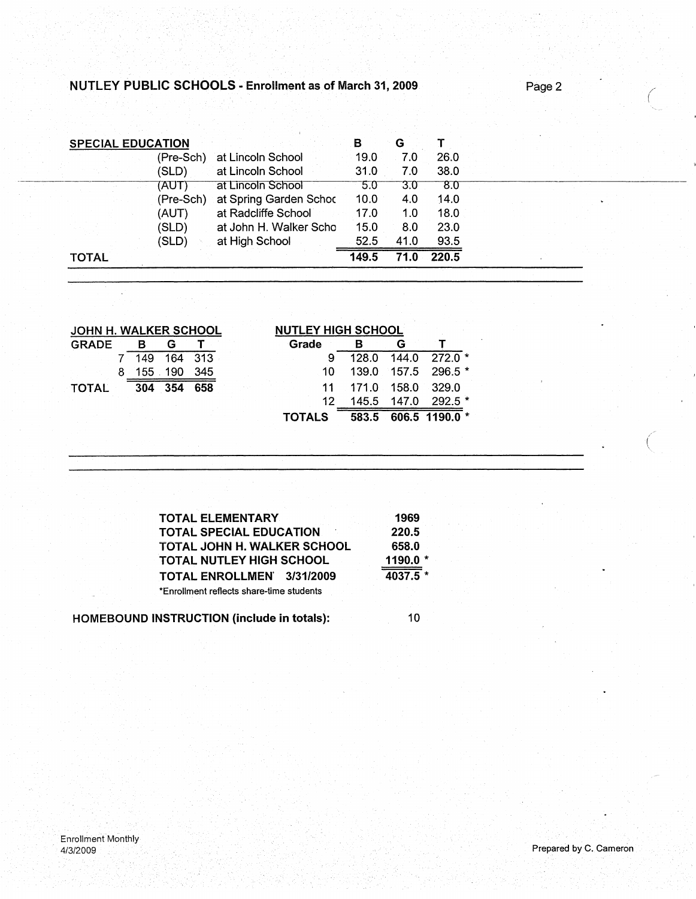## NUTLEY PUBLIC SCHOOLS - Enrollment as of March 31, 2009

| SPECIAL EDUCATION | | | B | G | T |
|---|---|---|---|---|---|
| | (Pre-Sch) | at Lincoln School | 19.0 | 7.0 | 26.0 |
| | (SLD) | at Lincoln School | 31.0 | 7.0 | 38.0 |
| | (AUT) | at Lincoln School | 5.0 | 3.0 | 8.0 |
| | (Pre-Sch) | at Spring Garden Schoc | 10.0 | 4.0 | 14.0 |
| | (AUT) | at Radcliffe School | 17.0 | 1.0 | 18.0 |
| | (SLD) | at John H. Walker Scho | 15.0 | 8.0 | 23.0 |
| | (SLD) | at High School | 52.5 | 41.0 | 93.5 |
| TOTAL | | | 149.5 | 71.0 | 220.5 |

| JOHN H. WALKER SCHOOL GRADE | B | G | T |
|---|---|---|---|
| 7 | 149 | 164 | 313 |
| 8 | 155 | 190 | 345 |
| TOTAL | 304 | 354 | 658 |

| NUTLEY HIGH SCHOOL Grade | B | G | T |
|---|---|---|---|
| 9 | 128.0 | 144.0 | 272.0 * |
| 10 | 139.0 | 157.5 | 296.5 * |
| 11 | 171.0 | 158.0 | 329.0 |
| 12 | 145.5 | 147.0 | 292.5 * |
| TOTALS | 583.5 | 606.5 | 1190.0 * |

| | |
|---|---|
| TOTAL ELEMENTARY | 1969 |
| TOTAL SPECIAL EDUCATION | 220.5 |
| TOTAL JOHN H. WALKER SCHOOL | 658.0 |
| TOTAL NUTLEY HIGH SCHOOL | 1190.0 * |
| TOTAL ENROLLMEN' 3/31/2009 | 4037.5 * |

*Enrollment reflects share-time students

**HOMEBOUND INSTRUCTION (include in totals):** 10

Enrollment Monthly
4/3/2009

Prepared by C. Cameron